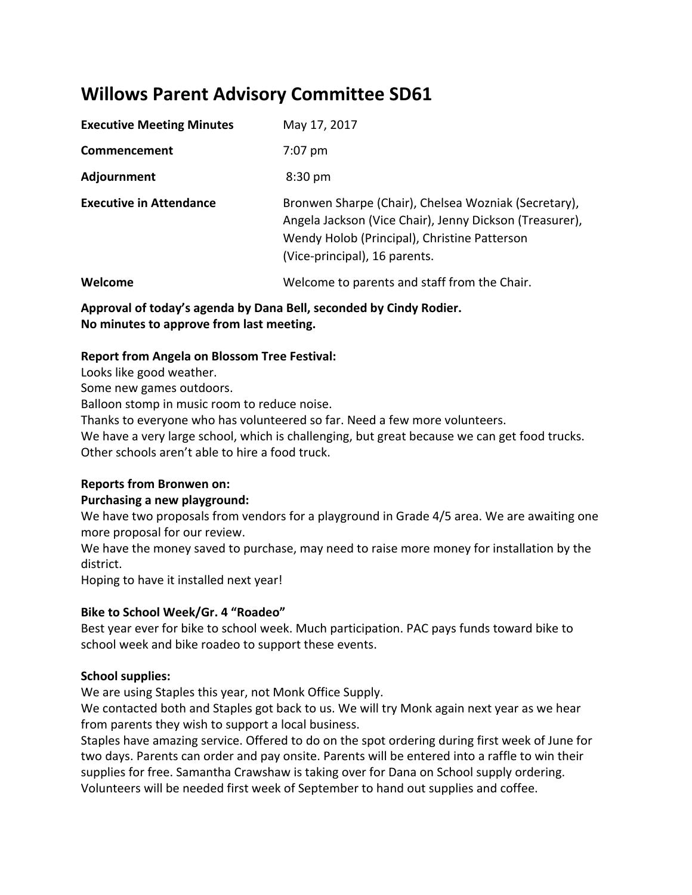# Willows Parent Advisory Committee SD61

| | |
|---|---|
| **Executive Meeting Minutes** | May 17, 2017 |
| **Commencement** | 7:07 pm |
| **Adjournment** | 8:30 pm |
| **Executive in Attendance** | Bronwen Sharpe (Chair), Chelsea Wozniak (Secretary), Angela Jackson (Vice Chair), Jenny Dickson (Treasurer), Wendy Holob (Principal), Christine Patterson (Vice-principal), 16 parents. |
| **Welcome** | Welcome to parents and staff from the Chair. |

**Approval of today's agenda by Dana Bell, seconded by Cindy Rodier.**
**No minutes to approve from last meeting.**

**Report from Angela on Blossom Tree Festival:**

Looks like good weather.
Some new games outdoors.
Balloon stomp in music room to reduce noise.
Thanks to everyone who has volunteered so far. Need a few more volunteers.
We have a very large school, which is challenging, but great because we can get food trucks. Other schools aren't able to hire a food truck.

**Reports from Bronwen on:**

**Purchasing a new playground:**

We have two proposals from vendors for a playground in Grade 4/5 area. We are awaiting one more proposal for our review.
We have the money saved to purchase, may need to raise more money for installation by the district.
Hoping to have it installed next year!

**Bike to School Week/Gr. 4 "Roadeo"**

Best year ever for bike to school week. Much participation. PAC pays funds toward bike to school week and bike roadeo to support these events.

**School supplies:**

We are using Staples this year, not Monk Office Supply.
We contacted both and Staples got back to us. We will try Monk again next year as we hear from parents they wish to support a local business.
Staples have amazing service. Offered to do on the spot ordering during first week of June for two days. Parents can order and pay onsite. Parents will be entered into a raffle to win their supplies for free. Samantha Crawshaw is taking over for Dana on School supply ordering.
Volunteers will be needed first week of September to hand out supplies and coffee.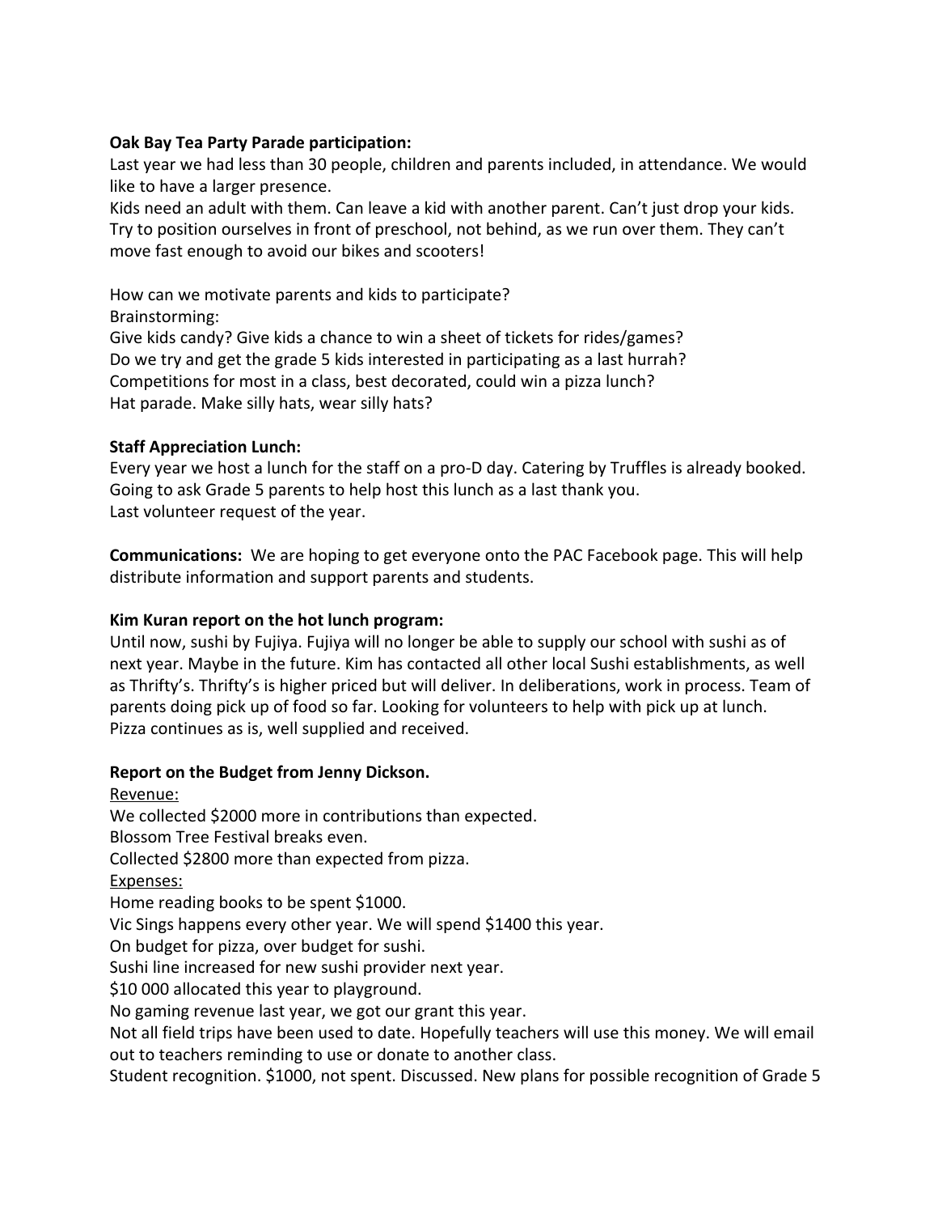**Oak Bay Tea Party Parade participation:**
Last year we had less than 30 people, children and parents included, in attendance. We would like to have a larger presence.
Kids need an adult with them. Can leave a kid with another parent. Can't just drop your kids. Try to position ourselves in front of preschool, not behind, as we run over them. They can't move fast enough to avoid our bikes and scooters!

How can we motivate parents and kids to participate?
Brainstorming:
Give kids candy? Give kids a chance to win a sheet of tickets for rides/games?
Do we try and get the grade 5 kids interested in participating as a last hurrah?
Competitions for most in a class, best decorated, could win a pizza lunch?
Hat parade. Make silly hats, wear silly hats?

**Staff Appreciation Lunch:**
Every year we host a lunch for the staff on a pro-D day. Catering by Truffles is already booked.
Going to ask Grade 5 parents to help host this lunch as a last thank you.
Last volunteer request of the year.

**Communications:** We are hoping to get everyone onto the PAC Facebook page. This will help distribute information and support parents and students.

**Kim Kuran report on the hot lunch program:**
Until now, sushi by Fujiya. Fujiya will no longer be able to supply our school with sushi as of next year. Maybe in the future. Kim has contacted all other local Sushi establishments, as well as Thrifty's. Thrifty's is higher priced but will deliver. In deliberations, work in process. Team of parents doing pick up of food so far. Looking for volunteers to help with pick up at lunch.
Pizza continues as is, well supplied and received.

**Report on the Budget from Jenny Dickson.**
Revenue:
We collected $2000 more in contributions than expected.
Blossom Tree Festival breaks even.
Collected $2800 more than expected from pizza.
Expenses:
Home reading books to be spent $1000.
Vic Sings happens every other year. We will spend $1400 this year.
On budget for pizza, over budget for sushi.
Sushi line increased for new sushi provider next year.
$10 000 allocated this year to playground.
No gaming revenue last year, we got our grant this year.
Not all field trips have been used to date. Hopefully teachers will use this money. We will email out to teachers reminding to use or donate to another class.
Student recognition. $1000, not spent. Discussed. New plans for possible recognition of Grade 5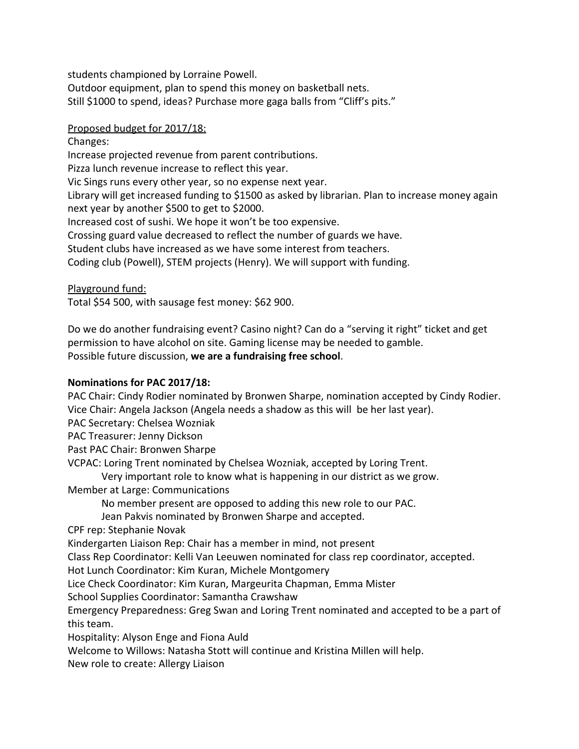students championed by Lorraine Powell.
Outdoor equipment, plan to spend this money on basketball nets.
Still $1000 to spend, ideas? Purchase more gaga balls from "Cliff's pits."

<u>Proposed budget for 2017/18:</u>

Changes:
Increase projected revenue from parent contributions.
Pizza lunch revenue increase to reflect this year.
Vic Sings runs every other year, so no expense next year.
Library will get increased funding to $1500 as asked by librarian. Plan to increase money again next year by another $500 to get to $2000.
Increased cost of sushi. We hope it won't be too expensive.
Crossing guard value decreased to reflect the number of guards we have.
Student clubs have increased as we have some interest from teachers.
Coding club (Powell), STEM projects (Henry). We will support with funding.

<u>Playground fund:</u>

Total $54 500, with sausage fest money: $62 900.

Do we do another fundraising event? Casino night? Can do a "serving it right" ticket and get permission to have alcohol on site. Gaming license may be needed to gamble.
Possible future discussion, **we are a fundraising free school**.

**Nominations for PAC 2017/18:**

PAC Chair: Cindy Rodier nominated by Bronwen Sharpe, nomination accepted by Cindy Rodier.
Vice Chair: Angela Jackson (Angela needs a shadow as this will be her last year).
PAC Secretary: Chelsea Wozniak
PAC Treasurer: Jenny Dickson
Past PAC Chair: Bronwen Sharpe
VCPAC: Loring Trent nominated by Chelsea Wozniak, accepted by Loring Trent.
    Very important role to know what is happening in our district as we grow.
Member at Large: Communications
    No member present are opposed to adding this new role to our PAC.
    Jean Pakvis nominated by Bronwen Sharpe and accepted.
CPF rep: Stephanie Novak
Kindergarten Liaison Rep: Chair has a member in mind, not present
Class Rep Coordinator: Kelli Van Leeuwen nominated for class rep coordinator, accepted.
Hot Lunch Coordinator: Kim Kuran, Michele Montgomery
Lice Check Coordinator: Kim Kuran, Margeurita Chapman, Emma Mister
School Supplies Coordinator: Samantha Crawshaw
Emergency Preparedness: Greg Swan and Loring Trent nominated and accepted to be a part of this team.
Hospitality: Alyson Enge and Fiona Auld
Welcome to Willows: Natasha Stott will continue and Kristina Millen will help.
New role to create: Allergy Liaison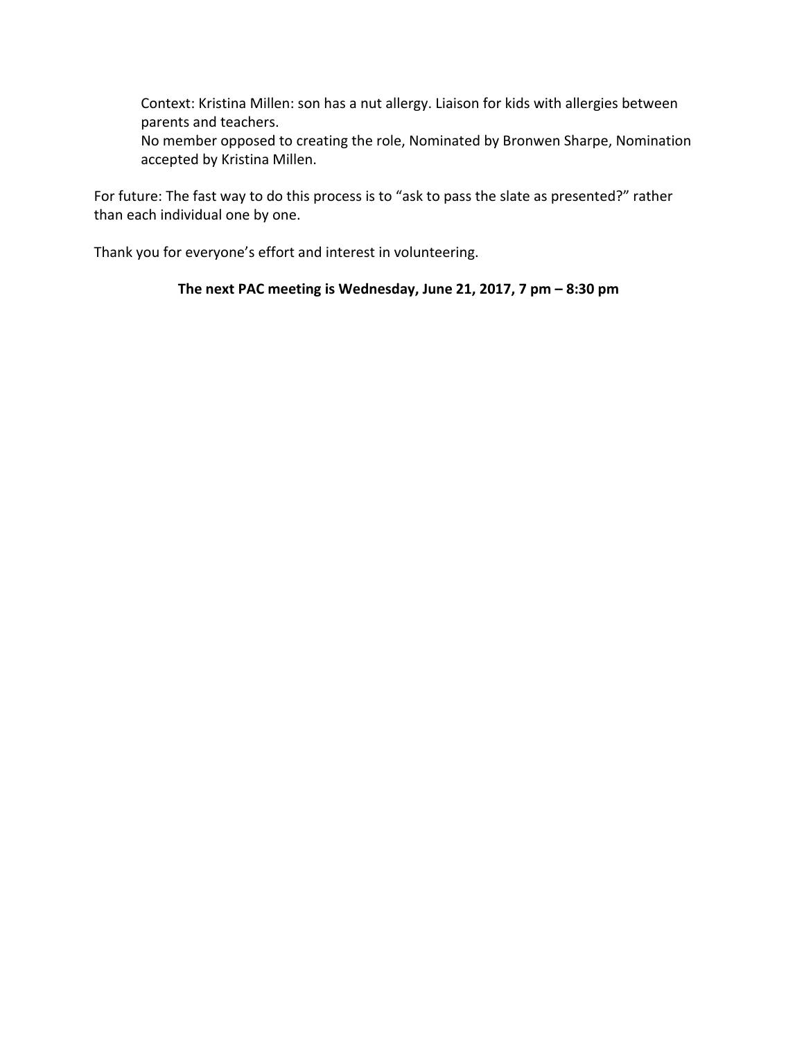Context: Kristina Millen: son has a nut allergy. Liaison for kids with allergies between parents and teachers.
No member opposed to creating the role, Nominated by Bronwen Sharpe, Nomination accepted by Kristina Millen.

For future: The fast way to do this process is to "ask to pass the slate as presented?" rather than each individual one by one.

Thank you for everyone's effort and interest in volunteering.

**The next PAC meeting is Wednesday, June 21, 2017, 7 pm – 8:30 pm**